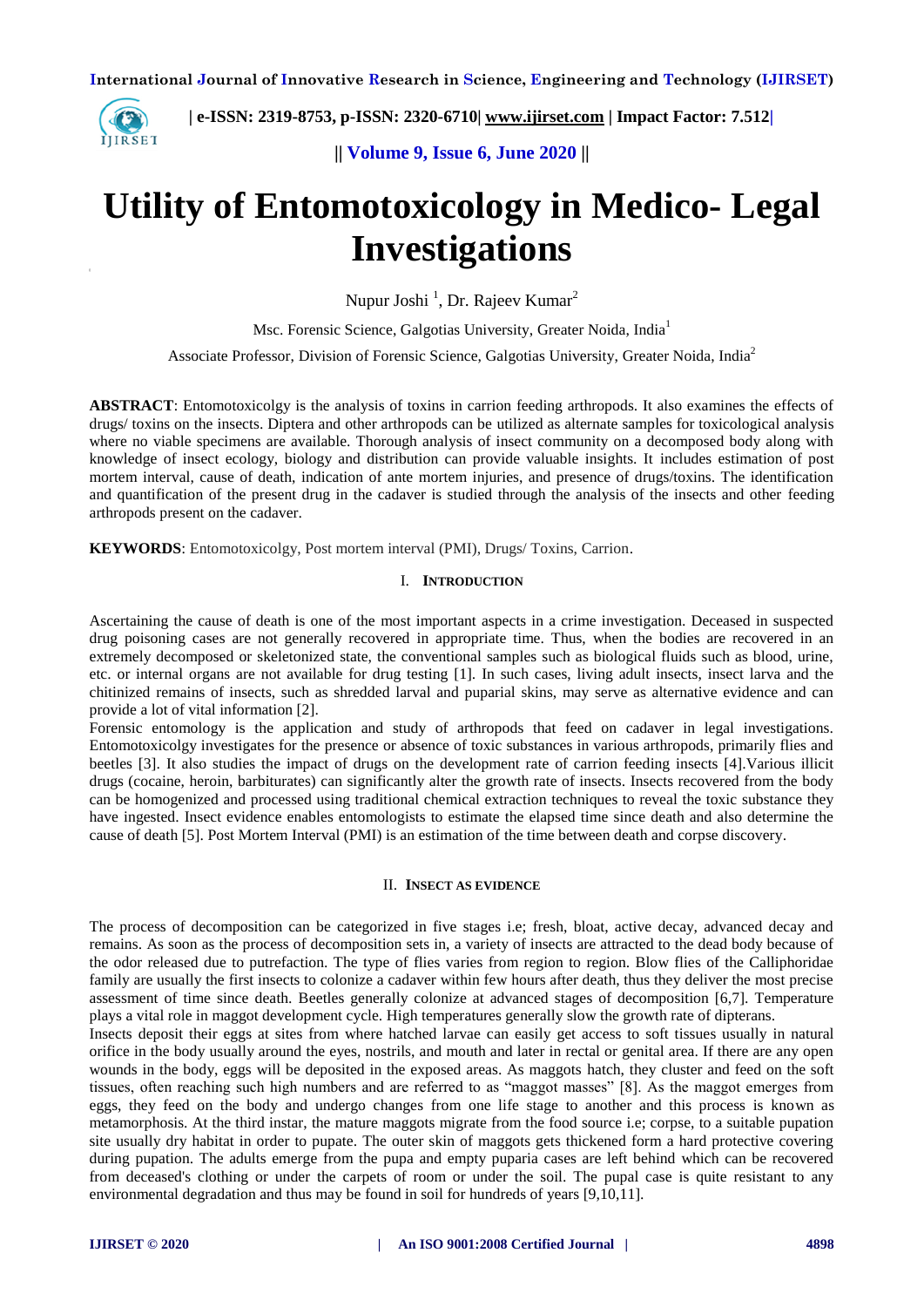# Utility of Entomotoxicology in Medico- Legal Investigations

Nupur Joshi [1], Dr. Rajeev Kumar[2]

Msc. Forensic Science, Galgotias University, Greater Noida, India[1]

Associate Professor, Division of Forensic Science, Galgotias University, Greater Noida, India[2]

**ABSTRACT**: Entomotoxicolgy is the analysis of toxins in carrion feeding arthropods. It also examines the effects of drugs/ toxins on the insects. Diptera and other arthropods can be utilized as alternate samples for toxicological analysis where no viable specimens are available. Thorough analysis of insect community on a decomposed body along with knowledge of insect ecology, biology and distribution can provide valuable insights. It includes estimation of post mortem interval, cause of death, indication of ante mortem injuries, and presence of drugs/toxins. The identification and quantification of the present drug in the cadaver is studied through the analysis of the insects and other feeding arthropods present on the cadaver.

**KEYWORDS**: Entomotoxicolgy, Post mortem interval (PMI), Drugs/ Toxins, Carrion.

## I. INTRODUCTION

Ascertaining the cause of death is one of the most important aspects in a crime investigation. Deceased in suspected drug poisoning cases are not generally recovered in appropriate time. Thus, when the bodies are recovered in an extremely decomposed or skeletonized state, the conventional samples such as biological fluids such as blood, urine, etc. or internal organs are not available for drug testing [1]. In such cases, living adult insects, insect larva and the chitinized remains of insects, such as shredded larval and puparial skins, may serve as alternative evidence and can provide a lot of vital information [2].

Forensic entomology is the application and study of arthropods that feed on cadaver in legal investigations. Entomotoxicolgy investigates for the presence or absence of toxic substances in various arthropods, primarily flies and beetles [3]. It also studies the impact of drugs on the development rate of carrion feeding insects [4].Various illicit drugs (cocaine, heroin, barbiturates) can significantly alter the growth rate of insects. Insects recovered from the body can be homogenized and processed using traditional chemical extraction techniques to reveal the toxic substance they have ingested. Insect evidence enables entomologists to estimate the elapsed time since death and also determine the cause of death [5]. Post Mortem Interval (PMI) is an estimation of the time between death and corpse discovery.

## II. INSECT AS EVIDENCE

The process of decomposition can be categorized in five stages i.e; fresh, bloat, active decay, advanced decay and remains. As soon as the process of decomposition sets in, a variety of insects are attracted to the dead body because of the odor released due to putrefaction. The type of flies varies from region to region. Blow flies of the Calliphoridae family are usually the first insects to colonize a cadaver within few hours after death, thus they deliver the most precise assessment of time since death. Beetles generally colonize at advanced stages of decomposition [6,7]. Temperature plays a vital role in maggot development cycle. High temperatures generally slow the growth rate of dipterans.

Insects deposit their eggs at sites from where hatched larvae can easily get access to soft tissues usually in natural orifice in the body usually around the eyes, nostrils, and mouth and later in rectal or genital area. If there are any open wounds in the body, eggs will be deposited in the exposed areas. As maggots hatch, they cluster and feed on the soft tissues, often reaching such high numbers and are referred to as "maggot masses" [8]. As the maggot emerges from eggs, they feed on the body and undergo changes from one life stage to another and this process is known as metamorphosis. At the third instar, the mature maggots migrate from the food source i.e; corpse, to a suitable pupation site usually dry habitat in order to pupate. The outer skin of maggots gets thickened form a hard protective covering during pupation. The adults emerge from the pupa and empty puparia cases are left behind which can be recovered from deceased's clothing or under the carpets of room or under the soil. The pupal case is quite resistant to any environmental degradation and thus may be found in soil for hundreds of years [9,10,11].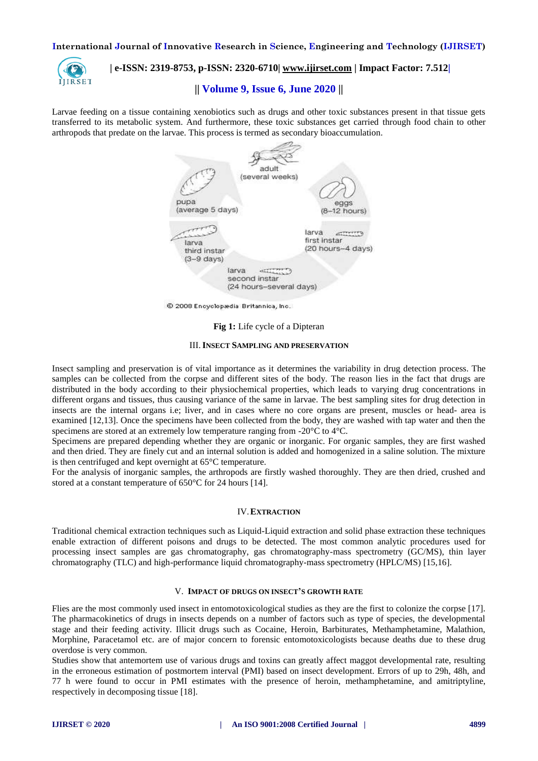Larvae feeding on a tissue containing xenobiotics such as drugs and other toxic substances present in that tissue gets transferred to its metabolic system. And furthermore, these toxic substances get carried through food chain to other arthropods that predate on the larvae. This process is termed as secondary bioaccumulation.

**Fig 1:** Life cycle of a Dipteran

## III. Insect Sampling and Preservation

Insect sampling and preservation is of vital importance as it determines the variability in drug detection process. The samples can be collected from the corpse and different sites of the body. The reason lies in the fact that drugs are distributed in the body according to their physiochemical properties, which leads to varying drug concentrations in different organs and tissues, thus causing variance of the same in larvae. The best sampling sites for drug detection in insects are the internal organs i.e; liver, and in cases where no core organs are present, muscles or head- area is examined [12,13]. Once the specimens have been collected from the body, they are washed with tap water and then the specimens are stored at an extremely low temperature ranging from -20°C to 4°C.

Specimens are prepared depending whether they are organic or inorganic. For organic samples, they are first washed and then dried. They are finely cut and an internal solution is added and homogenized in a saline solution. The mixture is then centrifuged and kept overnight at 65°C temperature.

For the analysis of inorganic samples, the arthropods are firstly washed thoroughly. They are then dried, crushed and stored at a constant temperature of 650°C for 24 hours [14].

## IV. Extraction

Traditional chemical extraction techniques such as Liquid-Liquid extraction and solid phase extraction these techniques enable extraction of different poisons and drugs to be detected. The most common analytic procedures used for processing insect samples are gas chromatography, gas chromatography-mass spectrometry (GC/MS), thin layer chromatography (TLC) and high-performance liquid chromatography-mass spectrometry (HPLC/MS) [15,16].

## V. Impact of Drugs on Insect's Growth Rate

Flies are the most commonly used insect in entomotoxicological studies as they are the first to colonize the corpse [17]. The pharmacokinetics of drugs in insects depends on a number of factors such as type of species, the developmental stage and their feeding activity. Illicit drugs such as Cocaine, Heroin, Barbiturates, Methamphetamine, Malathion, Morphine, Paracetamol etc. are of major concern to forensic entomotoxicologists because deaths due to these drug overdose is very common.

Studies show that antemortem use of various drugs and toxins can greatly affect maggot developmental rate, resulting in the erroneous estimation of postmortem interval (PMI) based on insect development. Errors of up to 29h, 48h, and 77 h were found to occur in PMI estimates with the presence of heroin, methamphetamine, and amitriptyline, respectively in decomposing tissue [18].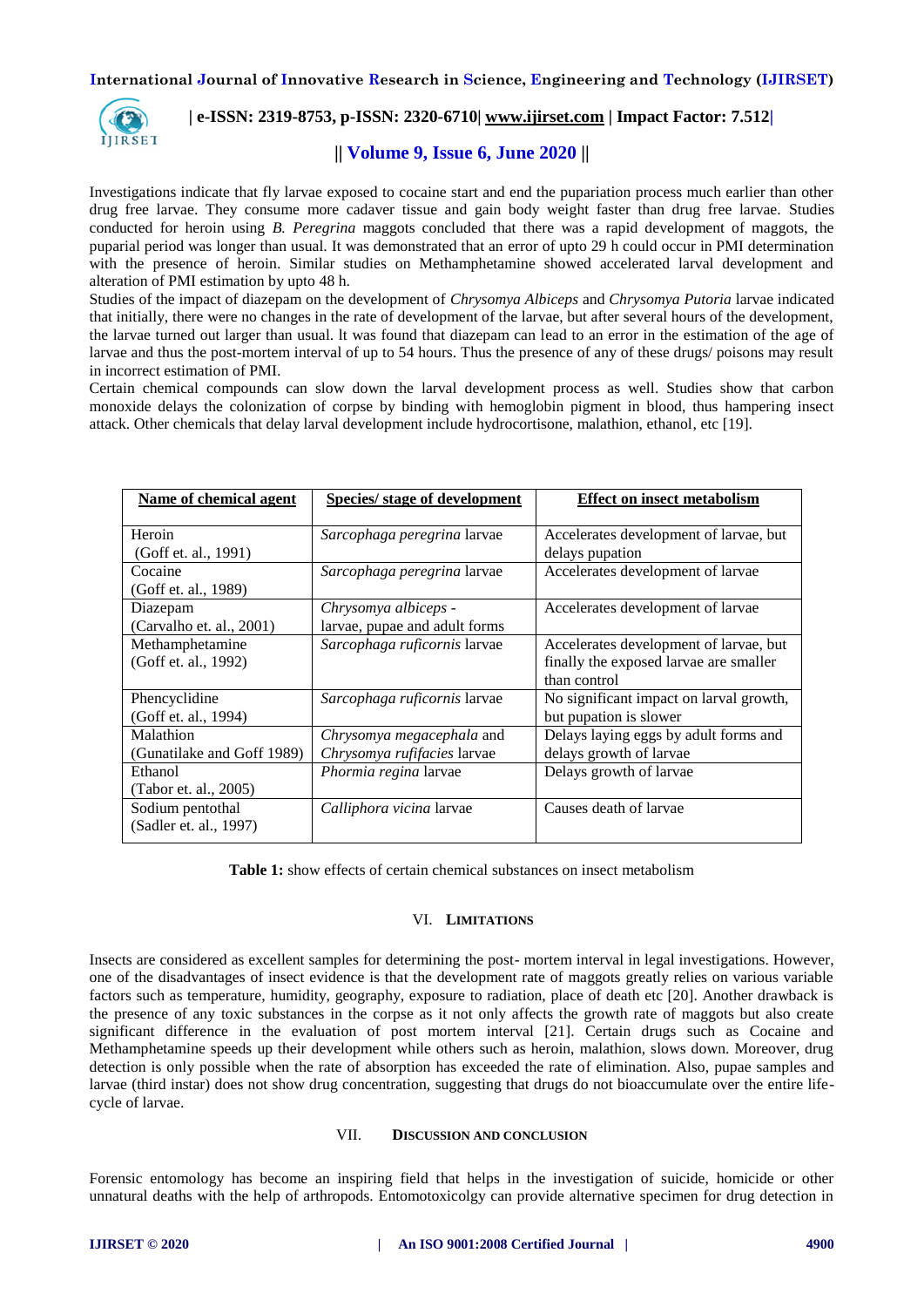Investigations indicate that fly larvae exposed to cocaine start and end the pupariation process much earlier than other drug free larvae. They consume more cadaver tissue and gain body weight faster than drug free larvae. Studies conducted for heroin using *B. Peregrina* maggots concluded that there was a rapid development of maggots, the puparial period was longer than usual. It was demonstrated that an error of upto 29 h could occur in PMI determination with the presence of heroin. Similar studies on Methamphetamine showed accelerated larval development and alteration of PMI estimation by upto 48 h.

Studies of the impact of diazepam on the development of *Chrysomya Albiceps* and *Chrysomya Putoria* larvae indicated that initially, there were no changes in the rate of development of the larvae, but after several hours of the development, the larvae turned out larger than usual. It was found that diazepam can lead to an error in the estimation of the age of larvae and thus the post-mortem interval of up to 54 hours. Thus the presence of any of these drugs/ poisons may result in incorrect estimation of PMI.

Certain chemical compounds can slow down the larval development process as well. Studies show that carbon monoxide delays the colonization of corpse by binding with hemoglobin pigment in blood, thus hampering insect attack. Other chemicals that delay larval development include hydrocortisone, malathion, ethanol, etc [19].

| Name of chemical agent | Species/ stage of development | Effect on insect metabolism |
|---|---|---|
| Heroin (Goff et. al., 1991) | *Sarcophaga peregrina* larvae | Accelerates development of larvae, but delays pupation |
| Cocaine (Goff et. al., 1989) | *Sarcophaga peregrina* larvae | Accelerates development of larvae |
| Diazepam (Carvalho et. al., 2001) | *Chrysomya albiceps* - larvae, pupae and adult forms | Accelerates development of larvae |
| Methamphetamine (Goff et. al., 1992) | *Sarcophaga ruficornis* larvae | Accelerates development of larvae, but finally the exposed larvae are smaller than control |
| Phencyclidine (Goff et. al., 1994) | *Sarcophaga ruficornis* larvae | No significant impact on larval growth, but pupation is slower |
| Malathion (Gunatilake and Goff 1989) | *Chrysomya megacephala* and *Chrysomya rufifacies* larvae | Delays laying eggs by adult forms and delays growth of larvae |
| Ethanol (Tabor et. al., 2005) | *Phormia regina* larvae | Delays growth of larvae |
| Sodium pentothal (Sadler et. al., 1997) | *Calliphora vicina* larvae | Causes death of larvae |

**Table 1:** show effects of certain chemical substances on insect metabolism

## VI. LIMITATIONS

Insects are considered as excellent samples for determining the post- mortem interval in legal investigations. However, one of the disadvantages of insect evidence is that the development rate of maggots greatly relies on various variable factors such as temperature, humidity, geography, exposure to radiation, place of death etc [20]. Another drawback is the presence of any toxic substances in the corpse as it not only affects the growth rate of maggots but also create significant difference in the evaluation of post mortem interval [21]. Certain drugs such as Cocaine and Methamphetamine speeds up their development while others such as heroin, malathion, slows down. Moreover, drug detection is only possible when the rate of absorption has exceeded the rate of elimination. Also, pupae samples and larvae (third instar) does not show drug concentration, suggesting that drugs do not bioaccumulate over the entire life-cycle of larvae.

## VII. DISCUSSION AND CONCLUSION

Forensic entomology has become an inspiring field that helps in the investigation of suicide, homicide or other unnatural deaths with the help of arthropods. Entomotoxicolgy can provide alternative specimen for drug detection in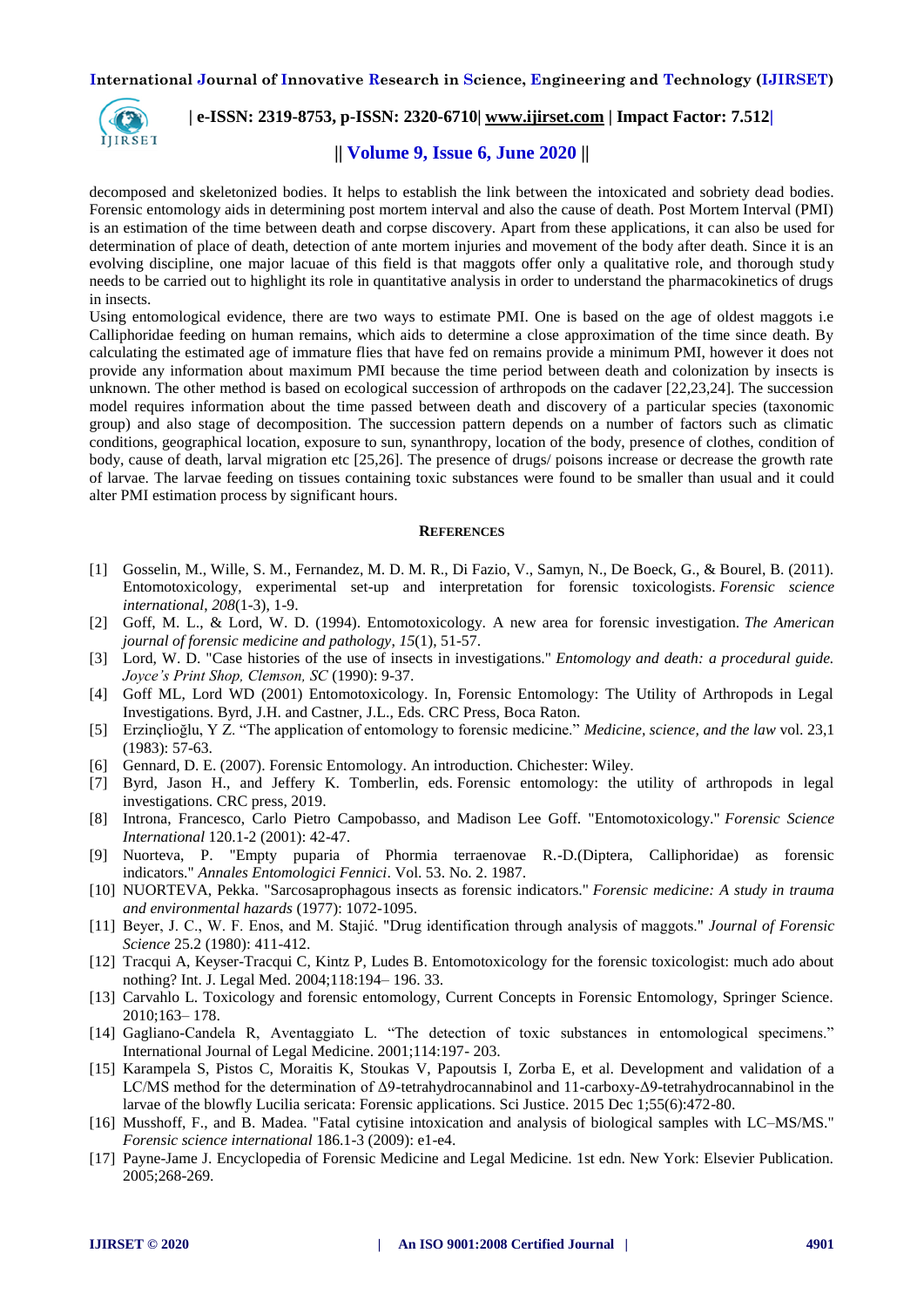decomposed and skeletonized bodies. It helps to establish the link between the intoxicated and sobriety dead bodies. Forensic entomology aids in determining post mortem interval and also the cause of death. Post Mortem Interval (PMI) is an estimation of the time between death and corpse discovery. Apart from these applications, it can also be used for determination of place of death, detection of ante mortem injuries and movement of the body after death. Since it is an evolving discipline, one major lacuae of this field is that maggots offer only a qualitative role, and thorough study needs to be carried out to highlight its role in quantitative analysis in order to understand the pharmacokinetics of drugs in insects.

Using entomological evidence, there are two ways to estimate PMI. One is based on the age of oldest maggots i.e Calliphoridae feeding on human remains, which aids to determine a close approximation of the time since death. By calculating the estimated age of immature flies that have fed on remains provide a minimum PMI, however it does not provide any information about maximum PMI because the time period between death and colonization by insects is unknown. The other method is based on ecological succession of arthropods on the cadaver [22,23,24]. The succession model requires information about the time passed between death and discovery of a particular species (taxonomic group) and also stage of decomposition. The succession pattern depends on a number of factors such as climatic conditions, geographical location, exposure to sun, synanthropy, location of the body, presence of clothes, condition of body, cause of death, larval migration etc [25,26]. The presence of drugs/ poisons increase or decrease the growth rate of larvae. The larvae feeding on tissues containing toxic substances were found to be smaller than usual and it could alter PMI estimation process by significant hours.

## References

[1] Gosselin, M., Wille, S. M., Fernandez, M. D. M. R., Di Fazio, V., Samyn, N., De Boeck, G., & Bourel, B. (2011). Entomotoxicology, experimental set-up and interpretation for forensic toxicologists. *Forensic science international*, *208*(1-3), 1-9.

[2] Goff, M. L., & Lord, W. D. (1994). Entomotoxicology. A new area for forensic investigation. *The American journal of forensic medicine and pathology*, *15*(1), 51-57.

[3] Lord, W. D. "Case histories of the use of insects in investigations." *Entomology and death: a procedural guide. Joyce's Print Shop, Clemson, SC* (1990): 9-37.

[4] Goff ML, Lord WD (2001) Entomotoxicology. In, Forensic Entomology: The Utility of Arthropods in Legal Investigations. Byrd, J.H. and Castner, J.L., Eds. CRC Press, Boca Raton.

[5] Erzinçlioğlu, Y Z. "The application of entomology to forensic medicine." *Medicine, science, and the law* vol. 23,1 (1983): 57-63.

[6] Gennard, D. E. (2007). Forensic Entomology. An introduction. Chichester: Wiley.

[7] Byrd, Jason H., and Jeffery K. Tomberlin, eds. Forensic entomology: the utility of arthropods in legal investigations. CRC press, 2019.

[8] Introna, Francesco, Carlo Pietro Campobasso, and Madison Lee Goff. "Entomotoxicology." *Forensic Science International* 120.1-2 (2001): 42-47.

[9] Nuorteva, P. "Empty puparia of Phormia terraenovae R.-D.(Diptera, Calliphoridae) as forensic indicators." *Annales Entomologici Fennici*. Vol. 53. No. 2. 1987.

[10] NUORTEVA, Pekka. "Sarcosaprophagous insects as forensic indicators." *Forensic medicine: A study in trauma and environmental hazards* (1977): 1072-1095.

[11] Beyer, J. C., W. F. Enos, and M. Stajić. "Drug identification through analysis of maggots." *Journal of Forensic Science* 25.2 (1980): 411-412.

[12] Tracqui A, Keyser-Tracqui C, Kintz P, Ludes B. Entomotoxicology for the forensic toxicologist: much ado about nothing? Int. J. Legal Med. 2004;118:194– 196. 33.

[13] Carvahlo L. Toxicology and forensic entomology, Current Concepts in Forensic Entomology, Springer Science. 2010;163– 178.

[14] Gagliano-Candela R, Aventaggiato L. "The detection of toxic substances in entomological specimens." International Journal of Legal Medicine. 2001;114:197- 203.

[15] Karampela S, Pistos C, Moraitis K, Stoukas V, Papoutsis I, Zorba E, et al. Development and validation of a LC/MS method for the determination of Δ9-tetrahydrocannabinol and 11-carboxy-Δ9-tetrahydrocannabinol in the larvae of the blowfly Lucilia sericata: Forensic applications. Sci Justice. 2015 Dec 1;55(6):472-80.

[16] Musshoff, F., and B. Madea. "Fatal cytisine intoxication and analysis of biological samples with LC–MS/MS." *Forensic science international* 186.1-3 (2009): e1-e4.

[17] Payne-Jame J. Encyclopedia of Forensic Medicine and Legal Medicine. 1st edn. New York: Elsevier Publication. 2005;268-269.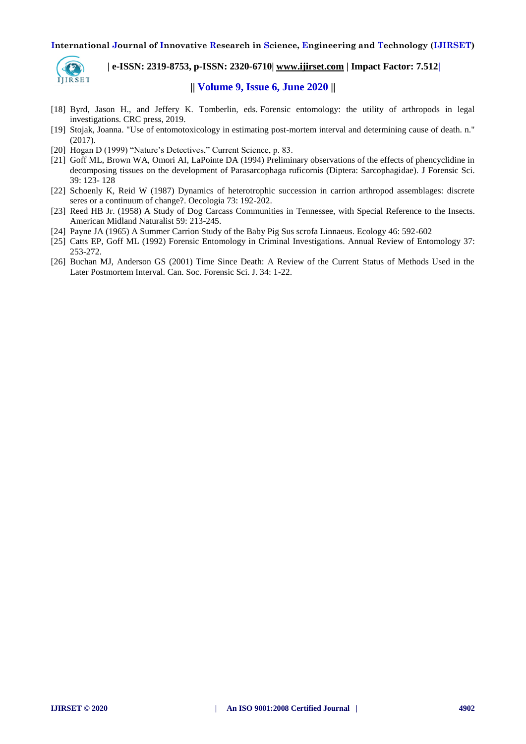[18] Byrd, Jason H., and Jeffery K. Tomberlin, eds. Forensic entomology: the utility of arthropods in legal investigations. CRC press, 2019.

[19] Stojak, Joanna. "Use of entomotoxicology in estimating post-mortem interval and determining cause of death. n." (2017).

[20] Hogan D (1999) "Nature's Detectives," Current Science, p. 83.

[21] Goff ML, Brown WA, Omori AI, LaPointe DA (1994) Preliminary observations of the effects of phencyclidine in decomposing tissues on the development of Parasarcophaga ruficornis (Diptera: Sarcophagidae). J Forensic Sci. 39: 123- 128

[22] Schoenly K, Reid W (1987) Dynamics of heterotrophic succession in carrion arthropod assemblages: discrete seres or a continuum of change?. Oecologia 73: 192-202.

[23] Reed HB Jr. (1958) A Study of Dog Carcass Communities in Tennessee, with Special Reference to the Insects. American Midland Naturalist 59: 213-245.

[24] Payne JA (1965) A Summer Carrion Study of the Baby Pig Sus scrofa Linnaeus. Ecology 46: 592-602

[25] Catts EP, Goff ML (1992) Forensic Entomology in Criminal Investigations. Annual Review of Entomology 37: 253-272.

[26] Buchan MJ, Anderson GS (2001) Time Since Death: A Review of the Current Status of Methods Used in the Later Postmortem Interval. Can. Soc. Forensic Sci. J. 34: 1-22.